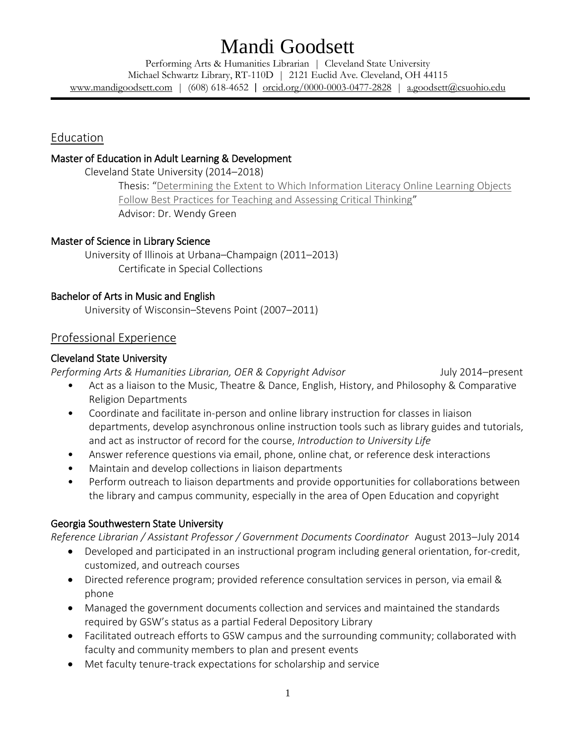# Mandi Goodsett

Performing Arts & Humanities Librarian | Cleveland State University
Michael Schwartz Library, RT-110D | 2121 Euclid Ave. Cleveland, OH 44115
www.mandigoodsett.com | (608) 618-4652 | orcid.org/0000-0003-0477-2828 | a.goodsett@csuohio.edu

## Education

### Master of Education in Adult Learning & Development

Cleveland State University (2014–2018)

Thesis: "Determining the Extent to Which Information Literacy Online Learning Objects Follow Best Practices for Teaching and Assessing Critical Thinking"

Advisor: Dr. Wendy Green

### Master of Science in Library Science

University of Illinois at Urbana–Champaign (2011–2013)

Certificate in Special Collections

### Bachelor of Arts in Music and English

University of Wisconsin–Stevens Point (2007–2011)

## Professional Experience

### Cleveland State University

*Performing Arts & Humanities Librarian, OER & Copyright Advisor* July 2014–present

- Act as a liaison to the Music, Theatre & Dance, English, History, and Philosophy & Comparative Religion Departments
- Coordinate and facilitate in-person and online library instruction for classes in liaison departments, develop asynchronous online instruction tools such as library guides and tutorials, and act as instructor of record for the course, *Introduction to University Life*
- Answer reference questions via email, phone, online chat, or reference desk interactions
- Maintain and develop collections in liaison departments
- Perform outreach to liaison departments and provide opportunities for collaborations between the library and campus community, especially in the area of Open Education and copyright

### Georgia Southwestern State University

*Reference Librarian / Assistant Professor / Government Documents Coordinator* August 2013–July 2014

- Developed and participated in an instructional program including general orientation, for-credit, customized, and outreach courses
- Directed reference program; provided reference consultation services in person, via email & phone
- Managed the government documents collection and services and maintained the standards required by GSW's status as a partial Federal Depository Library
- Facilitated outreach efforts to GSW campus and the surrounding community; collaborated with faculty and community members to plan and present events
- Met faculty tenure-track expectations for scholarship and service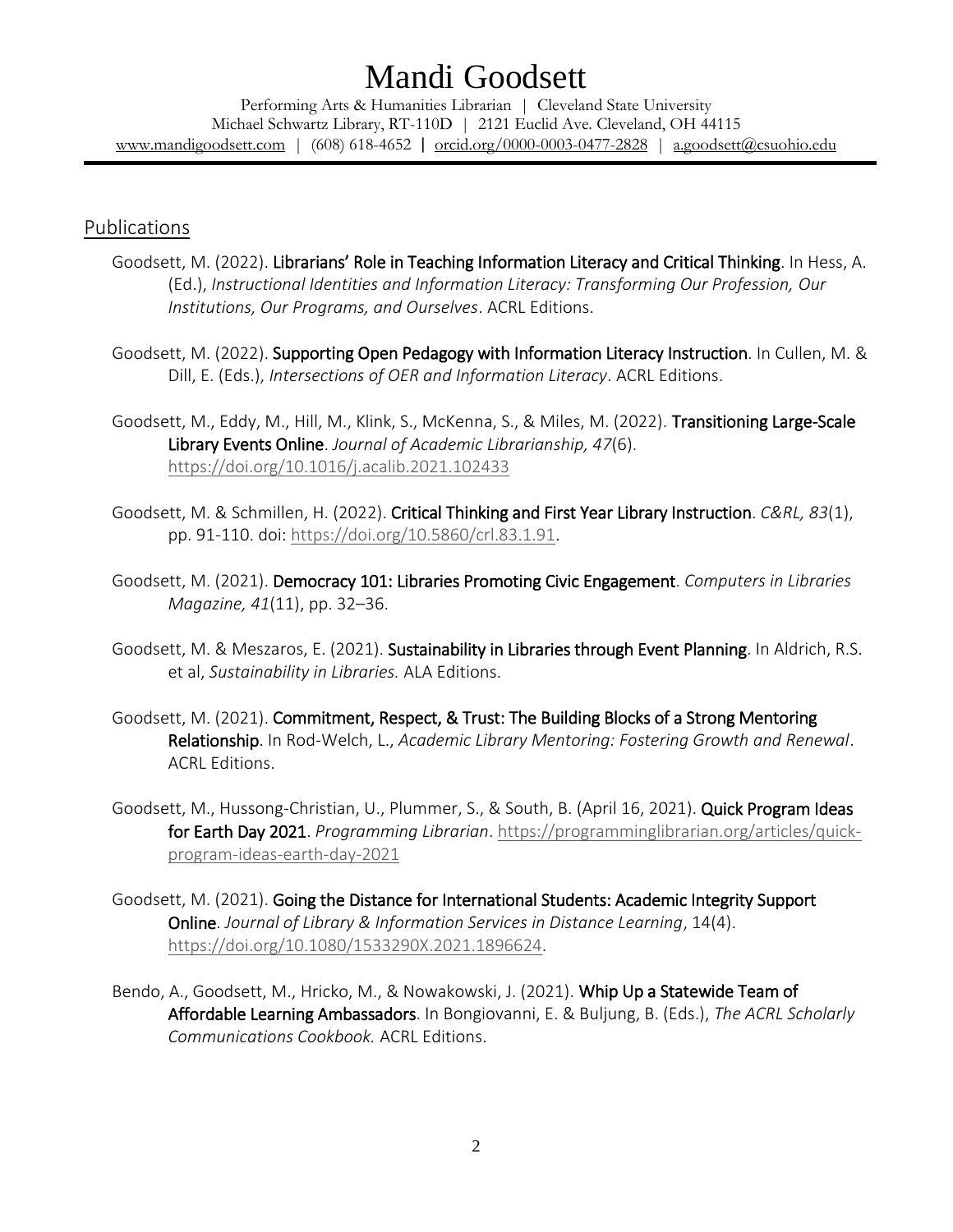# Mandi Goodsett

Performing Arts & Humanities Librarian | Cleveland State University
Michael Schwartz Library, RT-110D | 2121 Euclid Ave. Cleveland, OH 44115
www.mandigoodsett.com | (608) 618-4652 | orcid.org/0000-0003-0477-2828 | a.goodsett@csuohio.edu

## Publications

Goodsett, M. (2022). **Librarians' Role in Teaching Information Literacy and Critical Thinking**. In Hess, A. (Ed.), *Instructional Identities and Information Literacy: Transforming Our Profession, Our Institutions, Our Programs, and Ourselves*. ACRL Editions.

Goodsett, M. (2022). **Supporting Open Pedagogy with Information Literacy Instruction**. In Cullen, M. & Dill, E. (Eds.), *Intersections of OER and Information Literacy*. ACRL Editions.

Goodsett, M., Eddy, M., Hill, M., Klink, S., McKenna, S., & Miles, M. (2022). **Transitioning Large-Scale Library Events Online**. *Journal of Academic Librarianship, 47*(6). https://doi.org/10.1016/j.acalib.2021.102433

Goodsett, M. & Schmillen, H. (2022). **Critical Thinking and First Year Library Instruction**. *C&RL, 83*(1), pp. 91-110. doi: https://doi.org/10.5860/crl.83.1.91.

Goodsett, M. (2021). **Democracy 101: Libraries Promoting Civic Engagement**. *Computers in Libraries Magazine, 41*(11), pp. 32–36.

Goodsett, M. & Meszaros, E. (2021). **Sustainability in Libraries through Event Planning**. In Aldrich, R.S. et al, *Sustainability in Libraries.* ALA Editions.

Goodsett, M. (2021). **Commitment, Respect, & Trust: The Building Blocks of a Strong Mentoring Relationship**. In Rod-Welch, L., *Academic Library Mentoring: Fostering Growth and Renewal*. ACRL Editions.

Goodsett, M., Hussong-Christian, U., Plummer, S., & South, B. (April 16, 2021). **Quick Program Ideas for Earth Day 2021**. *Programming Librarian*. https://programminglibrarian.org/articles/quick-program-ideas-earth-day-2021

Goodsett, M. (2021). **Going the Distance for International Students: Academic Integrity Support Online**. *Journal of Library & Information Services in Distance Learning*, 14(4). https://doi.org/10.1080/1533290X.2021.1896624.

Bendo, A., Goodsett, M., Hricko, M., & Nowakowski, J. (2021). **Whip Up a Statewide Team of Affordable Learning Ambassadors**. In Bongiovanni, E. & Buljung, B. (Eds.), *The ACRL Scholarly Communications Cookbook.* ACRL Editions.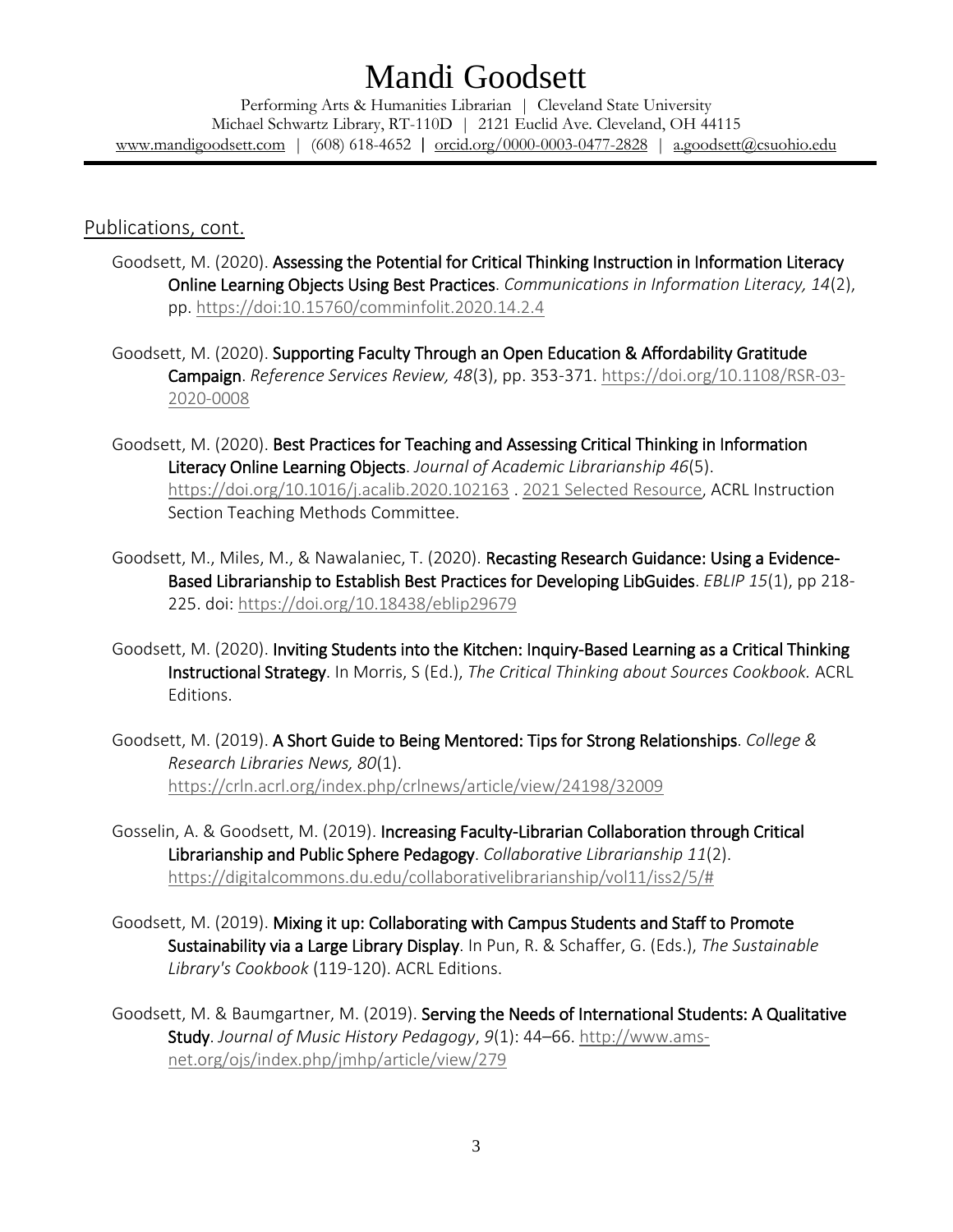# Mandi Goodsett

Performing Arts & Humanities Librarian | Cleveland State University
Michael Schwartz Library, RT-110D | 2121 Euclid Ave. Cleveland, OH 44115
www.mandigoodsett.com | (608) 618-4652 | orcid.org/0000-0003-0477-2828 | a.goodsett@csuohio.edu

## Publications, cont.

Goodsett, M. (2020). **Assessing the Potential for Critical Thinking Instruction in Information Literacy Online Learning Objects Using Best Practices**. *Communications in Information Literacy, 14*(2), pp. https://doi:10.15760/comminfolit.2020.14.2.4

Goodsett, M. (2020). **Supporting Faculty Through an Open Education & Affordability Gratitude Campaign**. *Reference Services Review, 48*(3), pp. 353-371. https://doi.org/10.1108/RSR-03-2020-0008

Goodsett, M. (2020). **Best Practices for Teaching and Assessing Critical Thinking in Information Literacy Online Learning Objects**. *Journal of Academic Librarianship 46*(5). https://doi.org/10.1016/j.acalib.2020.102163 . 2021 Selected Resource, ACRL Instruction Section Teaching Methods Committee.

Goodsett, M., Miles, M., & Nawalaniec, T. (2020). **Recasting Research Guidance: Using a Evidence-Based Librarianship to Establish Best Practices for Developing LibGuides**. *EBLIP 15*(1), pp 218-225. doi: https://doi.org/10.18438/eblip29679

Goodsett, M. (2020). **Inviting Students into the Kitchen: Inquiry-Based Learning as a Critical Thinking Instructional Strategy**. In Morris, S (Ed.), *The Critical Thinking about Sources Cookbook.* ACRL Editions.

Goodsett, M. (2019). **A Short Guide to Being Mentored: Tips for Strong Relationships**. *College & Research Libraries News, 80*(1). https://crln.acrl.org/index.php/crlnews/article/view/24198/32009

Gosselin, A. & Goodsett, M. (2019). **Increasing Faculty-Librarian Collaboration through Critical Librarianship and Public Sphere Pedagogy**. *Collaborative Librarianship 11*(2). https://digitalcommons.du.edu/collaborativelibrarianship/vol11/iss2/5/#

Goodsett, M. (2019). **Mixing it up: Collaborating with Campus Students and Staff to Promote Sustainability via a Large Library Display**. In Pun, R. & Schaffer, G. (Eds.), *The Sustainable Library's Cookbook* (119-120). ACRL Editions.

Goodsett, M. & Baumgartner, M. (2019). **Serving the Needs of International Students: A Qualitative Study**. *Journal of Music History Pedagogy*, *9*(1): 44–66. http://www.ams-net.org/ojs/index.php/jmhp/article/view/279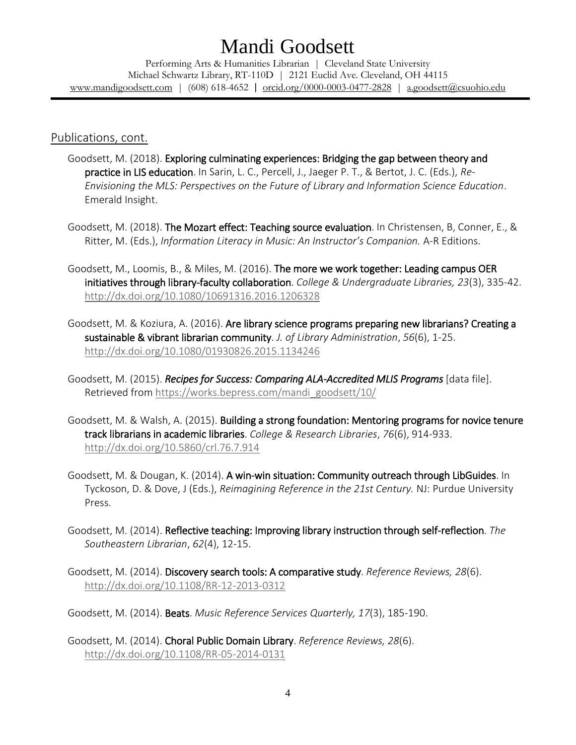## Publications, cont.

Goodsett, M. (2018). **Exploring culminating experiences: Bridging the gap between theory and practice in LIS education**. In Sarin, L. C., Percell, J., Jaeger P. T., & Bertot, J. C. (Eds.), *Re-Envisioning the MLS: Perspectives on the Future of Library and Information Science Education*. Emerald Insight.

Goodsett, M. (2018). **The Mozart effect: Teaching source evaluation**. In Christensen, B, Conner, E., & Ritter, M. (Eds.), *Information Literacy in Music: An Instructor's Companion.* A-R Editions.

Goodsett, M., Loomis, B., & Miles, M. (2016). **The more we work together: Leading campus OER initiatives through library-faculty collaboration**. *College & Undergraduate Libraries, 23*(3), 335-42. http://dx.doi.org/10.1080/10691316.2016.1206328

Goodsett, M. & Koziura, A. (2016). **Are library science programs preparing new librarians? Creating a sustainable & vibrant librarian community**. *J. of Library Administration*, *56*(6), 1-25. http://dx.doi.org/10.1080/01930826.2015.1134246

Goodsett, M. (2015). ***Recipes for Success: Comparing ALA-Accredited MLIS Programs*** [data file]. Retrieved from https://works.bepress.com/mandi_goodsett/10/

Goodsett, M. & Walsh, A. (2015). **Building a strong foundation: Mentoring programs for novice tenure track librarians in academic libraries**. *College & Research Libraries*, *76*(6), 914-933. http://dx.doi.org/10.5860/crl.76.7.914

Goodsett, M. & Dougan, K. (2014). **A win-win situation: Community outreach through LibGuides**. In Tyckoson, D. & Dove, J (Eds.), *Reimagining Reference in the 21st Century.* NJ: Purdue University Press.

Goodsett, M. (2014). **Reflective teaching: Improving library instruction through self-reflection**. *The Southeastern Librarian*, *62*(4), 12-15.

Goodsett, M. (2014). **Discovery search tools: A comparative study**. *Reference Reviews, 28*(6). http://dx.doi.org/10.1108/RR-12-2013-0312

Goodsett, M. (2014). **Beats**. *Music Reference Services Quarterly, 17*(3), 185-190.

Goodsett, M. (2014). **Choral Public Domain Library**. *Reference Reviews, 28*(6). http://dx.doi.org/10.1108/RR-05-2014-0131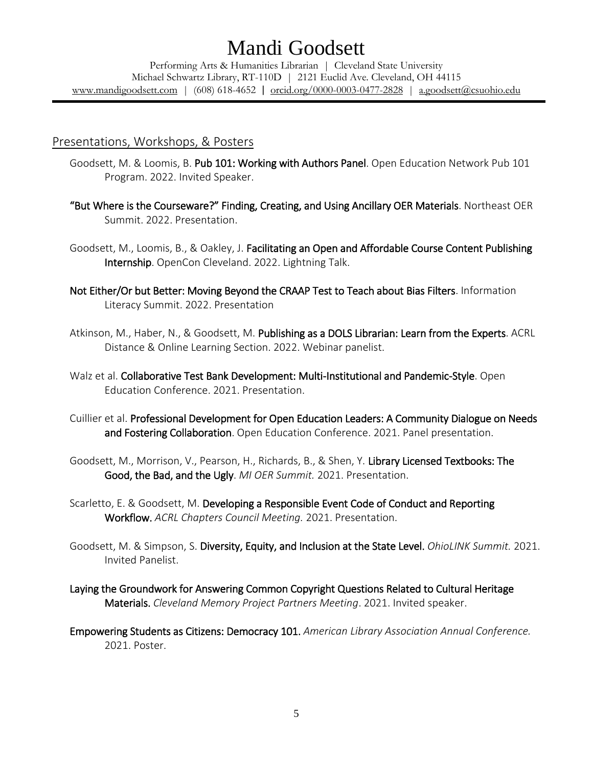# Mandi Goodsett

Performing Arts & Humanities Librarian | Cleveland State University
Michael Schwartz Library, RT-110D | 2121 Euclid Ave. Cleveland, OH 44115
www.mandigoodsett.com | (608) 618-4652 | orcid.org/0000-0003-0477-2828 | a.goodsett@csuohio.edu

## Presentations, Workshops, & Posters

Goodsett, M. & Loomis, B. **Pub 101: Working with Authors Panel**. Open Education Network Pub 101 Program. 2022. Invited Speaker.

**"But Where is the Courseware?" Finding, Creating, and Using Ancillary OER Materials**. Northeast OER Summit. 2022. Presentation.

Goodsett, M., Loomis, B., & Oakley, J. **Facilitating an Open and Affordable Course Content Publishing Internship**. OpenCon Cleveland. 2022. Lightning Talk.

**Not Either/Or but Better: Moving Beyond the CRAAP Test to Teach about Bias Filters**. Information Literacy Summit. 2022. Presentation

Atkinson, M., Haber, N., & Goodsett, M. **Publishing as a DOLS Librarian: Learn from the Experts**. ACRL Distance & Online Learning Section. 2022. Webinar panelist.

Walz et al. **Collaborative Test Bank Development: Multi-Institutional and Pandemic-Style**. Open Education Conference. 2021. Presentation.

Cuillier et al. **Professional Development for Open Education Leaders: A Community Dialogue on Needs and Fostering Collaboration**. Open Education Conference. 2021. Panel presentation.

Goodsett, M., Morrison, V., Pearson, H., Richards, B., & Shen, Y. **Library Licensed Textbooks: The Good, the Bad, and the Ugly**. *MI OER Summit.* 2021. Presentation.

Scarletto, E. & Goodsett, M. **Developing a Responsible Event Code of Conduct and Reporting Workflow.** *ACRL Chapters Council Meeting.* 2021. Presentation.

Goodsett, M. & Simpson, S. **Diversity, Equity, and Inclusion at the State Level.** *OhioLINK Summit.* 2021. Invited Panelist.

**Laying the Groundwork for Answering Common Copyright Questions Related to Cultural Heritage Materials.** *Cleveland Memory Project Partners Meeting*. 2021. Invited speaker.

**Empowering Students as Citizens: Democracy 101.** *American Library Association Annual Conference.* 2021. Poster.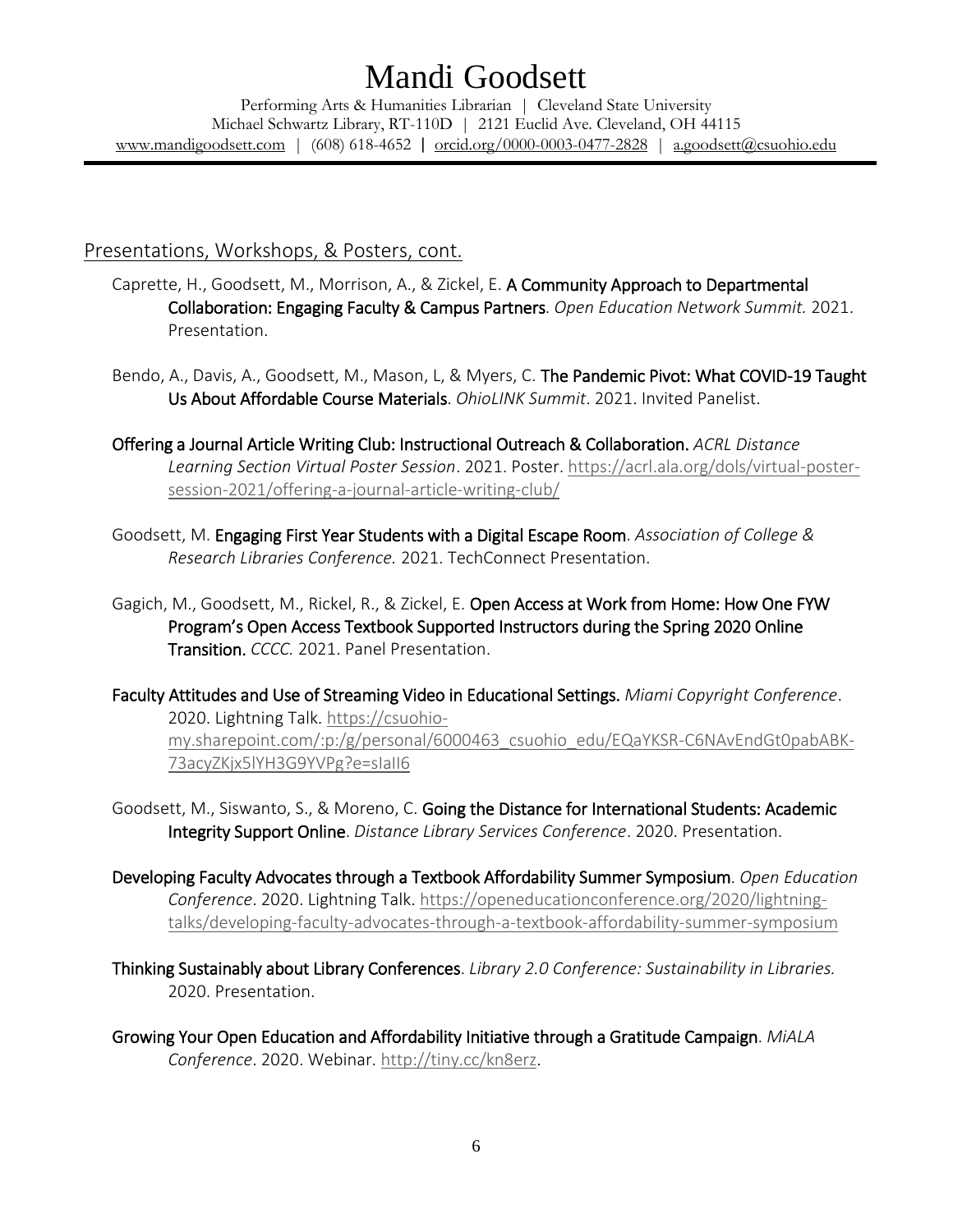## Presentations, Workshops, & Posters, cont.

Caprette, H., Goodsett, M., Morrison, A., & Zickel, E. **A Community Approach to Departmental Collaboration: Engaging Faculty & Campus Partners**. *Open Education Network Summit.* 2021. Presentation.

Bendo, A., Davis, A., Goodsett, M., Mason, L, & Myers, C. **The Pandemic Pivot: What COVID-19 Taught Us About Affordable Course Materials**. *OhioLINK Summit*. 2021. Invited Panelist.

**Offering a Journal Article Writing Club: Instructional Outreach & Collaboration.** *ACRL Distance Learning Section Virtual Poster Session*. 2021. Poster. https://acrl.ala.org/dols/virtual-poster-session-2021/offering-a-journal-article-writing-club/

Goodsett, M. **Engaging First Year Students with a Digital Escape Room**. *Association of College & Research Libraries Conference.* 2021. TechConnect Presentation.

Gagich, M., Goodsett, M., Rickel, R., & Zickel, E. **Open Access at Work from Home: How One FYW Program's Open Access Textbook Supported Instructors during the Spring 2020 Online Transition.** *CCCC.* 2021. Panel Presentation.

**Faculty Attitudes and Use of Streaming Video in Educational Settings.** *Miami Copyright Conference*. 2020. Lightning Talk. https://csuohio-my.sharepoint.com/:p:/g/personal/6000463_csuohio_edu/EQaYKSR-C6NAvEndGt0pabABK-73acyZKjx5lYH3G9YVPg?e=sIaII6

Goodsett, M., Siswanto, S., & Moreno, C. **Going the Distance for International Students: Academic Integrity Support Online**. *Distance Library Services Conference*. 2020. Presentation.

**Developing Faculty Advocates through a Textbook Affordability Summer Symposium**. *Open Education Conference*. 2020. Lightning Talk. https://openeducationconference.org/2020/lightning-talks/developing-faculty-advocates-through-a-textbook-affordability-summer-symposium

**Thinking Sustainably about Library Conferences**. *Library 2.0 Conference: Sustainability in Libraries.* 2020. Presentation.

**Growing Your Open Education and Affordability Initiative through a Gratitude Campaign**. *MiALA Conference*. 2020. Webinar. http://tiny.cc/kn8erz.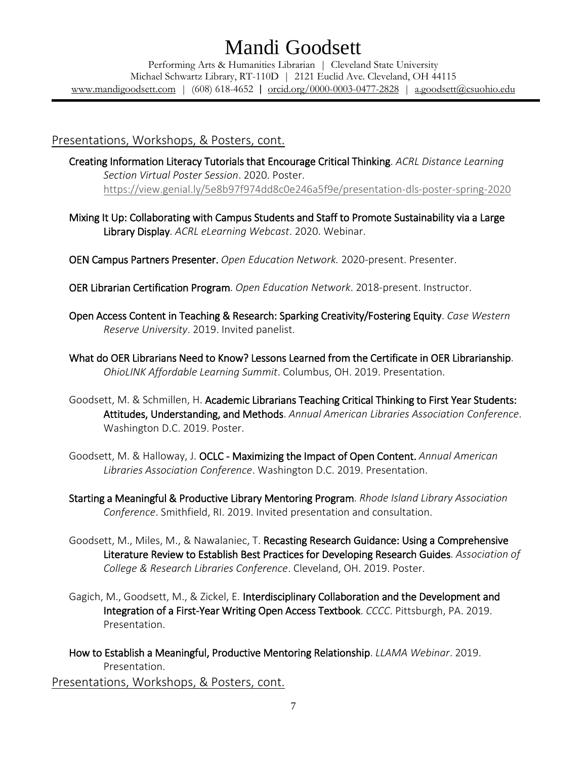## Presentations, Workshops, & Posters, cont.

**Creating Information Literacy Tutorials that Encourage Critical Thinking**. *ACRL Distance Learning Section Virtual Poster Session*. 2020. Poster. https://view.genial.ly/5e8b97f974dd8c0e246a5f9e/presentation-dls-poster-spring-2020

**Mixing It Up: Collaborating with Campus Students and Staff to Promote Sustainability via a Large Library Display**. *ACRL eLearning Webcast*. 2020. Webinar.

**OEN Campus Partners Presenter.** *Open Education Network.* 2020-present. Presenter.

**OER Librarian Certification Program**. *Open Education Network*. 2018-present. Instructor.

**Open Access Content in Teaching & Research: Sparking Creativity/Fostering Equity**. *Case Western Reserve University*. 2019. Invited panelist.

**What do OER Librarians Need to Know? Lessons Learned from the Certificate in OER Librarianship**. *OhioLINK Affordable Learning Summit*. Columbus, OH. 2019. Presentation.

Goodsett, M. & Schmillen, H. **Academic Librarians Teaching Critical Thinking to First Year Students: Attitudes, Understanding, and Methods**. *Annual American Libraries Association Conference*. Washington D.C. 2019. Poster.

Goodsett, M. & Halloway, J. **OCLC - Maximizing the Impact of Open Content.** *Annual American Libraries Association Conference*. Washington D.C. 2019. Presentation.

**Starting a Meaningful & Productive Library Mentoring Program**. *Rhode Island Library Association Conference*. Smithfield, RI. 2019. Invited presentation and consultation.

Goodsett, M., Miles, M., & Nawalaniec, T. **Recasting Research Guidance: Using a Comprehensive Literature Review to Establish Best Practices for Developing Research Guides**. *Association of College & Research Libraries Conference*. Cleveland, OH. 2019. Poster.

Gagich, M., Goodsett, M., & Zickel, E. **Interdisciplinary Collaboration and the Development and Integration of a First-Year Writing Open Access Textbook**. *CCCC*. Pittsburgh, PA. 2019. Presentation.

**How to Establish a Meaningful, Productive Mentoring Relationship**. *LLAMA Webinar*. 2019. Presentation.

## Presentations, Workshops, & Posters, cont.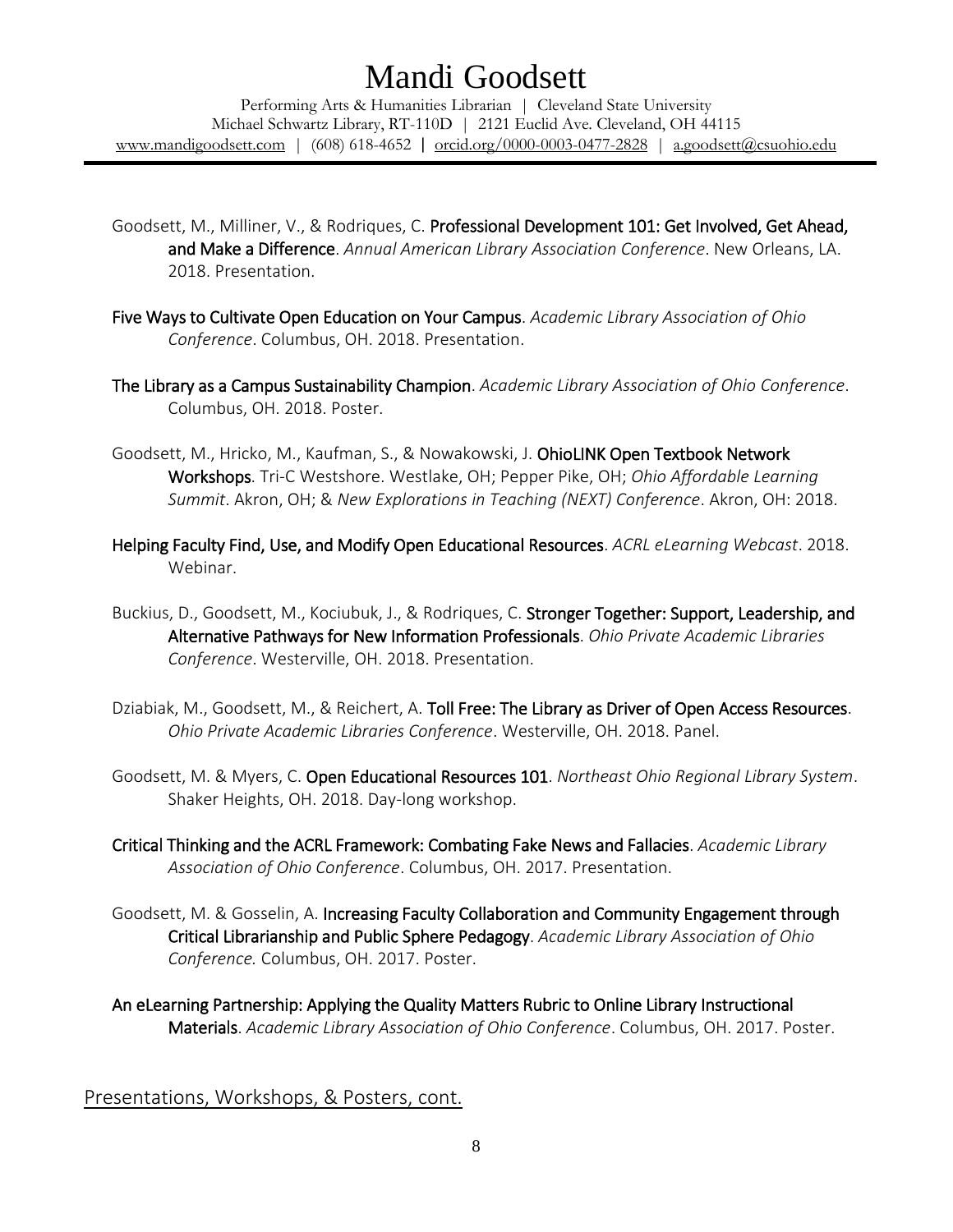Goodsett, M., Milliner, V., & Rodriques, C. **Professional Development 101: Get Involved, Get Ahead, and Make a Difference**. *Annual American Library Association Conference*. New Orleans, LA. 2018. Presentation.

**Five Ways to Cultivate Open Education on Your Campus**. *Academic Library Association of Ohio Conference*. Columbus, OH. 2018. Presentation.

**The Library as a Campus Sustainability Champion**. *Academic Library Association of Ohio Conference*. Columbus, OH. 2018. Poster.

Goodsett, M., Hricko, M., Kaufman, S., & Nowakowski, J. **OhioLINK Open Textbook Network Workshops**. Tri-C Westshore. Westlake, OH; Pepper Pike, OH; *Ohio Affordable Learning Summit*. Akron, OH; & *New Explorations in Teaching (NEXT) Conference*. Akron, OH: 2018.

**Helping Faculty Find, Use, and Modify Open Educational Resources**. *ACRL eLearning Webcast*. 2018. Webinar.

Buckius, D., Goodsett, M., Kociubuk, J., & Rodriques, C. **Stronger Together: Support, Leadership, and Alternative Pathways for New Information Professionals**. *Ohio Private Academic Libraries Conference*. Westerville, OH. 2018. Presentation.

Dziabiak, M., Goodsett, M., & Reichert, A. **Toll Free: The Library as Driver of Open Access Resources**. *Ohio Private Academic Libraries Conference*. Westerville, OH. 2018. Panel.

Goodsett, M. & Myers, C. **Open Educational Resources 101**. *Northeast Ohio Regional Library System*. Shaker Heights, OH. 2018. Day-long workshop.

**Critical Thinking and the ACRL Framework: Combating Fake News and Fallacies**. *Academic Library Association of Ohio Conference*. Columbus, OH. 2017. Presentation.

Goodsett, M. & Gosselin, A. **Increasing Faculty Collaboration and Community Engagement through Critical Librarianship and Public Sphere Pedagogy**. *Academic Library Association of Ohio Conference.* Columbus, OH. 2017. Poster.

**An eLearning Partnership: Applying the Quality Matters Rubric to Online Library Instructional Materials**. *Academic Library Association of Ohio Conference*. Columbus, OH. 2017. Poster.

## Presentations, Workshops, & Posters, cont.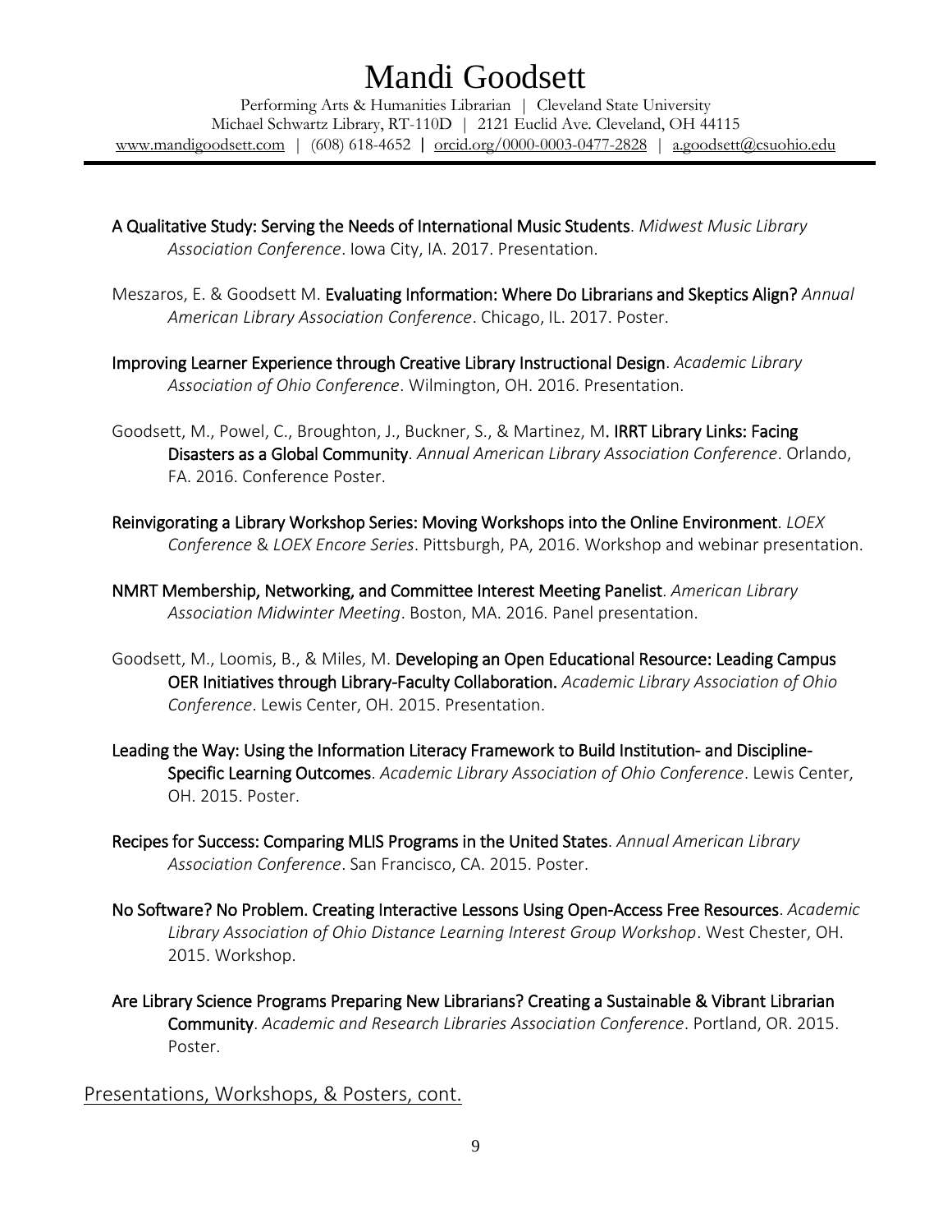**A Qualitative Study: Serving the Needs of International Music Students**. *Midwest Music Library Association Conference*. Iowa City, IA. 2017. Presentation.

Meszaros, E. & Goodsett M. **Evaluating Information: Where Do Librarians and Skeptics Align?** *Annual American Library Association Conference*. Chicago, IL. 2017. Poster.

**Improving Learner Experience through Creative Library Instructional Design**. *Academic Library Association of Ohio Conference*. Wilmington, OH. 2016. Presentation.

Goodsett, M., Powel, C., Broughton, J., Buckner, S., & Martinez, M**. IRRT Library Links: Facing Disasters as a Global Community**. *Annual American Library Association Conference*. Orlando, FA. 2016. Conference Poster.

**Reinvigorating a Library Workshop Series: Moving Workshops into the Online Environment**. *LOEX Conference* & *LOEX Encore Series*. Pittsburgh, PA, 2016. Workshop and webinar presentation.

**NMRT Membership, Networking, and Committee Interest Meeting Panelist**. *American Library Association Midwinter Meeting*. Boston, MA. 2016. Panel presentation.

Goodsett, M., Loomis, B., & Miles, M. **Developing an Open Educational Resource: Leading Campus OER Initiatives through Library-Faculty Collaboration.** *Academic Library Association of Ohio Conference*. Lewis Center, OH. 2015. Presentation.

**Leading the Way: Using the Information Literacy Framework to Build Institution- and Discipline-Specific Learning Outcomes**. *Academic Library Association of Ohio Conference*. Lewis Center, OH. 2015. Poster.

**Recipes for Success: Comparing MLIS Programs in the United States**. *Annual American Library Association Conference*. San Francisco, CA. 2015. Poster.

**No Software? No Problem. Creating Interactive Lessons Using Open-Access Free Resources**. *Academic Library Association of Ohio Distance Learning Interest Group Workshop*. West Chester, OH. 2015. Workshop.

**Are Library Science Programs Preparing New Librarians? Creating a Sustainable & Vibrant Librarian Community**. *Academic and Research Libraries Association Conference*. Portland, OR. 2015. Poster.

## Presentations, Workshops, & Posters, cont.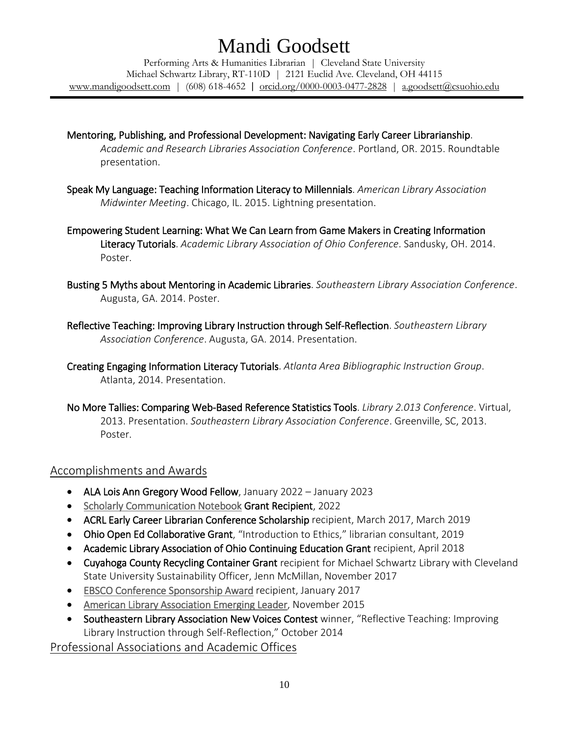**Mentoring, Publishing, and Professional Development: Navigating Early Career Librarianship**. *Academic and Research Libraries Association Conference*. Portland, OR. 2015. Roundtable presentation.

**Speak My Language: Teaching Information Literacy to Millennials**. *American Library Association Midwinter Meeting*. Chicago, IL. 2015. Lightning presentation.

**Empowering Student Learning: What We Can Learn from Game Makers in Creating Information Literacy Tutorials**. *Academic Library Association of Ohio Conference*. Sandusky, OH. 2014. Poster.

**Busting 5 Myths about Mentoring in Academic Libraries**. *Southeastern Library Association Conference*. Augusta, GA. 2014. Poster.

**Reflective Teaching: Improving Library Instruction through Self-Reflection**. *Southeastern Library Association Conference*. Augusta, GA. 2014. Presentation.

**Creating Engaging Information Literacy Tutorials**. *Atlanta Area Bibliographic Instruction Group*. Atlanta, 2014. Presentation.

**No More Tallies: Comparing Web-Based Reference Statistics Tools**. *Library 2.013 Conference*. Virtual, 2013. Presentation. *Southeastern Library Association Conference*. Greenville, SC, 2013. Poster.

## Accomplishments and Awards

- **ALA Lois Ann Gregory Wood Fellow**, January 2022 – January 2023
- Scholarly Communication Notebook **Grant Recipient**, 2022
- **ACRL Early Career Librarian Conference Scholarship** recipient, March 2017, March 2019
- **Ohio Open Ed Collaborative Grant**, "Introduction to Ethics," librarian consultant, 2019
- **Academic Library Association of Ohio Continuing Education Grant** recipient, April 2018
- **Cuyahoga County Recycling Container Grant** recipient for Michael Schwartz Library with Cleveland State University Sustainability Officer, Jenn McMillan, November 2017
- EBSCO Conference Sponsorship Award recipient, January 2017
- American Library Association Emerging Leader, November 2015
- **Southeastern Library Association New Voices Contest** winner, "Reflective Teaching: Improving Library Instruction through Self-Reflection," October 2014

## Professional Associations and Academic Offices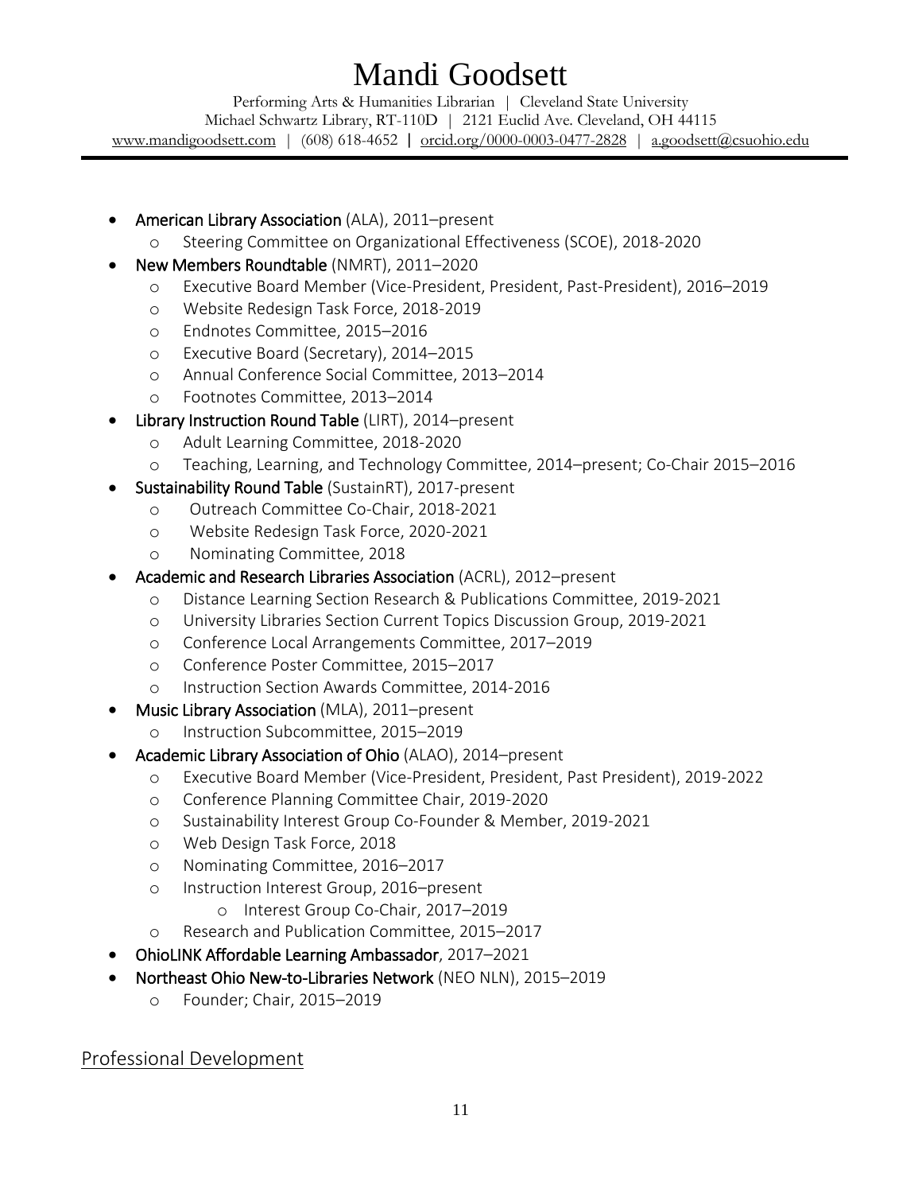- **American Library Association** (ALA), 2011–present
  - Steering Committee on Organizational Effectiveness (SCOE), 2018-2020
- **New Members Roundtable** (NMRT), 2011–2020
  - Executive Board Member (Vice-President, President, Past-President), 2016–2019
  - Website Redesign Task Force, 2018-2019
  - Endnotes Committee, 2015–2016
  - Executive Board (Secretary), 2014–2015
  - Annual Conference Social Committee, 2013–2014
  - Footnotes Committee, 2013–2014
- **Library Instruction Round Table** (LIRT), 2014–present
  - Adult Learning Committee, 2018-2020
  - Teaching, Learning, and Technology Committee, 2014–present; Co-Chair 2015–2016
- **Sustainability Round Table** (SustainRT), 2017-present
  - Outreach Committee Co-Chair, 2018-2021
  - Website Redesign Task Force, 2020-2021
  - Nominating Committee, 2018
- **Academic and Research Libraries Association** (ACRL), 2012–present
  - Distance Learning Section Research & Publications Committee, 2019-2021
  - University Libraries Section Current Topics Discussion Group, 2019-2021
  - Conference Local Arrangements Committee, 2017–2019
  - Conference Poster Committee, 2015–2017
  - Instruction Section Awards Committee, 2014-2016
- **Music Library Association** (MLA), 2011–present
  - Instruction Subcommittee, 2015–2019
- **Academic Library Association of Ohio** (ALAO), 2014–present
  - Executive Board Member (Vice-President, President, Past President), 2019-2022
  - Conference Planning Committee Chair, 2019-2020
  - Sustainability Interest Group Co-Founder & Member, 2019-2021
  - Web Design Task Force, 2018
  - Nominating Committee, 2016–2017
  - Instruction Interest Group, 2016–present
    - Interest Group Co-Chair, 2017–2019
  - Research and Publication Committee, 2015–2017
- **OhioLINK Affordable Learning Ambassador**, 2017–2021
- **Northeast Ohio New-to-Libraries Network** (NEO NLN), 2015–2019
  - Founder; Chair, 2015–2019

## Professional Development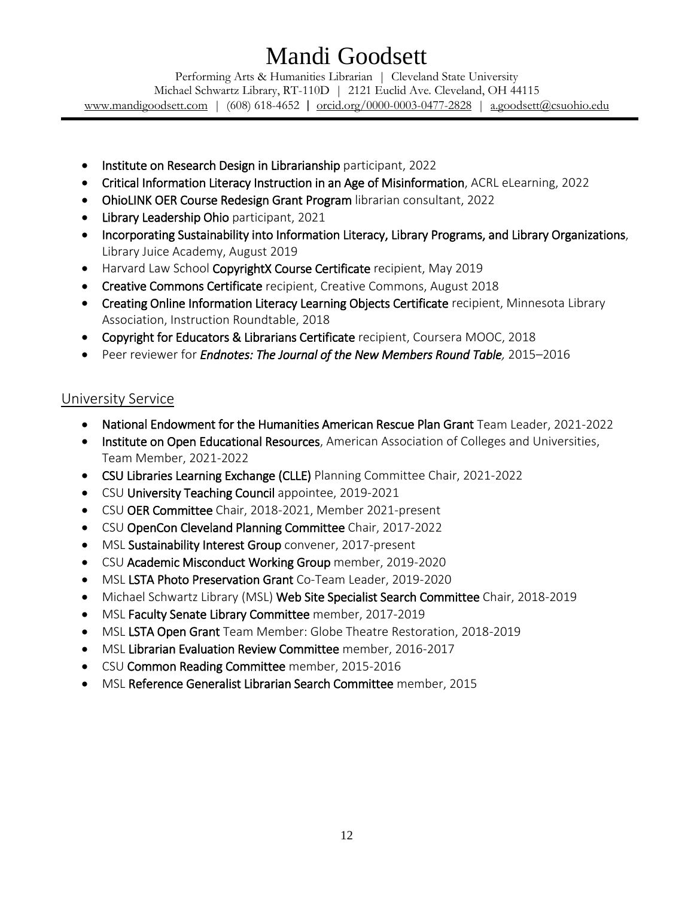- **Institute on Research Design in Librarianship** participant, 2022
- **Critical Information Literacy Instruction in an Age of Misinformation**, ACRL eLearning, 2022
- **OhioLINK OER Course Redesign Grant Program** librarian consultant, 2022
- **Library Leadership Ohio** participant, 2021
- **Incorporating Sustainability into Information Literacy, Library Programs, and Library Organizations**, Library Juice Academy, August 2019
- Harvard Law School **CopyrightX Course Certificate** recipient, May 2019
- **Creative Commons Certificate** recipient, Creative Commons, August 2018
- **Creating Online Information Literacy Learning Objects Certificate** recipient, Minnesota Library Association, Instruction Roundtable, 2018
- **Copyright for Educators & Librarians Certificate** recipient, Coursera MOOC, 2018
- Peer reviewer for ***Endnotes: The Journal of the New Members Round Table**,* 2015–2016

## University Service

- **National Endowment for the Humanities American Rescue Plan Grant** Team Leader, 2021-2022
- **Institute on Open Educational Resources**, American Association of Colleges and Universities, Team Member, 2021-2022
- **CSU Libraries Learning Exchange (CLLE)** Planning Committee Chair, 2021-2022
- CSU **University Teaching Council** appointee, 2019-2021
- CSU **OER Committee** Chair, 2018-2021, Member 2021-present
- CSU **OpenCon Cleveland Planning Committee** Chair, 2017-2022
- MSL **Sustainability Interest Group** convener, 2017-present
- CSU **Academic Misconduct Working Group** member, 2019-2020
- MSL **LSTA Photo Preservation Grant** Co-Team Leader, 2019-2020
- Michael Schwartz Library (MSL) **Web Site Specialist Search Committee** Chair, 2018-2019
- MSL **Faculty Senate Library Committee** member, 2017-2019
- MSL **LSTA Open Grant** Team Member: Globe Theatre Restoration, 2018-2019
- MSL **Librarian Evaluation Review Committee** member, 2016-2017
- CSU **Common Reading Committee** member, 2015-2016
- MSL **Reference Generalist Librarian Search Committee** member, 2015